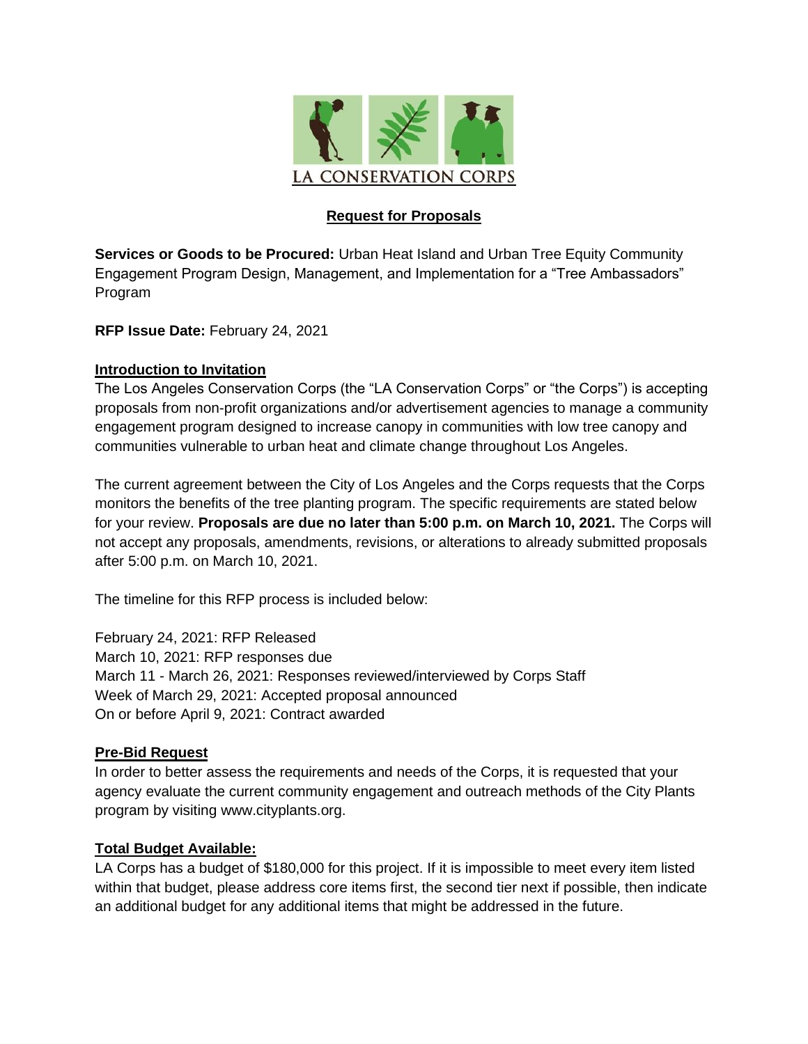LA CONSERVATION CORPS

## Request for Proposals

**Services or Goods to be Procured:** Urban Heat Island and Urban Tree Equity Community Engagement Program Design, Management, and Implementation for a "Tree Ambassadors" Program

**RFP Issue Date:** February 24, 2021

### Introduction to Invitation

The Los Angeles Conservation Corps (the "LA Conservation Corps" or "the Corps") is accepting proposals from non-profit organizations and/or advertisement agencies to manage a community engagement program designed to increase canopy in communities with low tree canopy and communities vulnerable to urban heat and climate change throughout Los Angeles.

The current agreement between the City of Los Angeles and the Corps requests that the Corps monitors the benefits of the tree planting program. The specific requirements are stated below for your review. **Proposals are due no later than 5:00 p.m. on March 10, 2021.** The Corps will not accept any proposals, amendments, revisions, or alterations to already submitted proposals after 5:00 p.m. on March 10, 2021.

The timeline for this RFP process is included below:

February 24, 2021: RFP Released
March 10, 2021: RFP responses due
March 11 - March 26, 2021: Responses reviewed/interviewed by Corps Staff
Week of March 29, 2021: Accepted proposal announced
On or before April 9, 2021: Contract awarded

### Pre-Bid Request

In order to better assess the requirements and needs of the Corps, it is requested that your agency evaluate the current community engagement and outreach methods of the City Plants program by visiting www.cityplants.org.

### Total Budget Available:

LA Corps has a budget of $180,000 for this project. If it is impossible to meet every item listed within that budget, please address core items first, the second tier next if possible, then indicate an additional budget for any additional items that might be addressed in the future.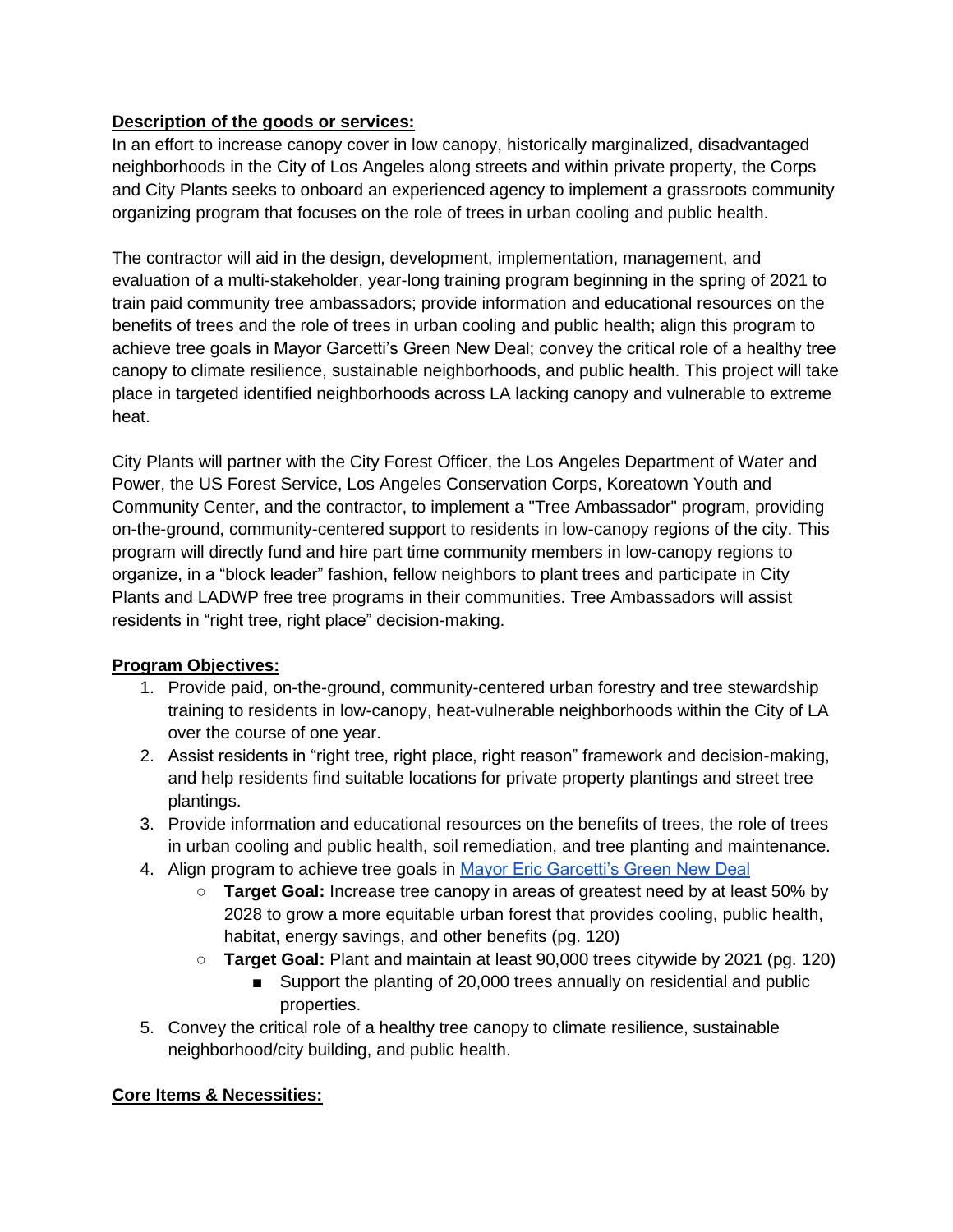**Description of the goods or services:**

In an effort to increase canopy cover in low canopy, historically marginalized, disadvantaged neighborhoods in the City of Los Angeles along streets and within private property, the Corps and City Plants seeks to onboard an experienced agency to implement a grassroots community organizing program that focuses on the role of trees in urban cooling and public health.

The contractor will aid in the design, development, implementation, management, and evaluation of a multi-stakeholder, year-long training program beginning in the spring of 2021 to train paid community tree ambassadors; provide information and educational resources on the benefits of trees and the role of trees in urban cooling and public health; align this program to achieve tree goals in Mayor Garcetti's Green New Deal; convey the critical role of a healthy tree canopy to climate resilience, sustainable neighborhoods, and public health. This project will take place in targeted identified neighborhoods across LA lacking canopy and vulnerable to extreme heat.

City Plants will partner with the City Forest Officer, the Los Angeles Department of Water and Power, the US Forest Service, Los Angeles Conservation Corps, Koreatown Youth and Community Center, and the contractor, to implement a "Tree Ambassador" program, providing on-the-ground, community-centered support to residents in low-canopy regions of the city. This program will directly fund and hire part time community members in low-canopy regions to organize, in a "block leader" fashion, fellow neighbors to plant trees and participate in City Plants and LADWP free tree programs in their communities. Tree Ambassadors will assist residents in "right tree, right place" decision-making.

**Program Objectives:**

1. Provide paid, on-the-ground, community-centered urban forestry and tree stewardship training to residents in low-canopy, heat-vulnerable neighborhoods within the City of LA over the course of one year.
2. Assist residents in "right tree, right place, right reason" framework and decision-making, and help residents find suitable locations for private property plantings and street tree plantings.
3. Provide information and educational resources on the benefits of trees, the role of trees in urban cooling and public health, soil remediation, and tree planting and maintenance.
4. Align program to achieve tree goals in Mayor Eric Garcetti's Green New Deal
   - **Target Goal:** Increase tree canopy in areas of greatest need by at least 50% by 2028 to grow a more equitable urban forest that provides cooling, public health, habitat, energy savings, and other benefits (pg. 120)
   - **Target Goal:** Plant and maintain at least 90,000 trees citywide by 2021 (pg. 120)
     - Support the planting of 20,000 trees annually on residential and public properties.
5. Convey the critical role of a healthy tree canopy to climate resilience, sustainable neighborhood/city building, and public health.

**Core Items & Necessities:**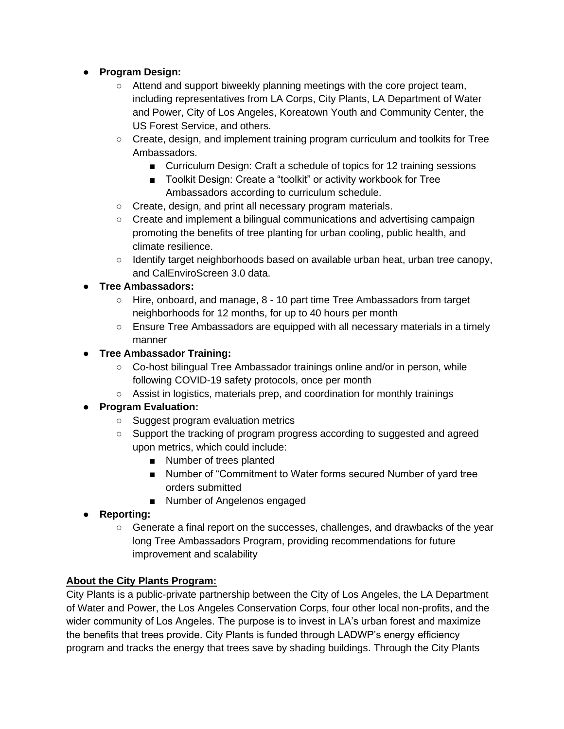- **Program Design:**
    - Attend and support biweekly planning meetings with the core project team, including representatives from LA Corps, City Plants, LA Department of Water and Power, City of Los Angeles, Koreatown Youth and Community Center, the US Forest Service, and others.
    - Create, design, and implement training program curriculum and toolkits for Tree Ambassadors.
        - Curriculum Design: Craft a schedule of topics for 12 training sessions
        - Toolkit Design: Create a "toolkit" or activity workbook for Tree Ambassadors according to curriculum schedule.
    - Create, design, and print all necessary program materials.
    - Create and implement a bilingual communications and advertising campaign promoting the benefits of tree planting for urban cooling, public health, and climate resilience.
    - Identify target neighborhoods based on available urban heat, urban tree canopy, and CalEnviroScreen 3.0 data.
- **Tree Ambassadors:**
    - Hire, onboard, and manage, 8 - 10 part time Tree Ambassadors from target neighborhoods for 12 months, for up to 40 hours per month
    - Ensure Tree Ambassadors are equipped with all necessary materials in a timely manner
- **Tree Ambassador Training:**
    - Co-host bilingual Tree Ambassador trainings online and/or in person, while following COVID-19 safety protocols, once per month
    - Assist in logistics, materials prep, and coordination for monthly trainings
- **Program Evaluation:**
    - Suggest program evaluation metrics
    - Support the tracking of program progress according to suggested and agreed upon metrics, which could include:
        - Number of trees planted
        - Number of "Commitment to Water forms secured Number of yard tree orders submitted
        - Number of Angelenos engaged
- **Reporting:**
    - Generate a final report on the successes, challenges, and drawbacks of the year long Tree Ambassadors Program, providing recommendations for future improvement and scalability

**About the City Plants Program:**

City Plants is a public-private partnership between the City of Los Angeles, the LA Department of Water and Power, the Los Angeles Conservation Corps, four other local non-profits, and the wider community of Los Angeles. The purpose is to invest in LA's urban forest and maximize the benefits that trees provide. City Plants is funded through LADWP's energy efficiency program and tracks the energy that trees save by shading buildings. Through the City Plants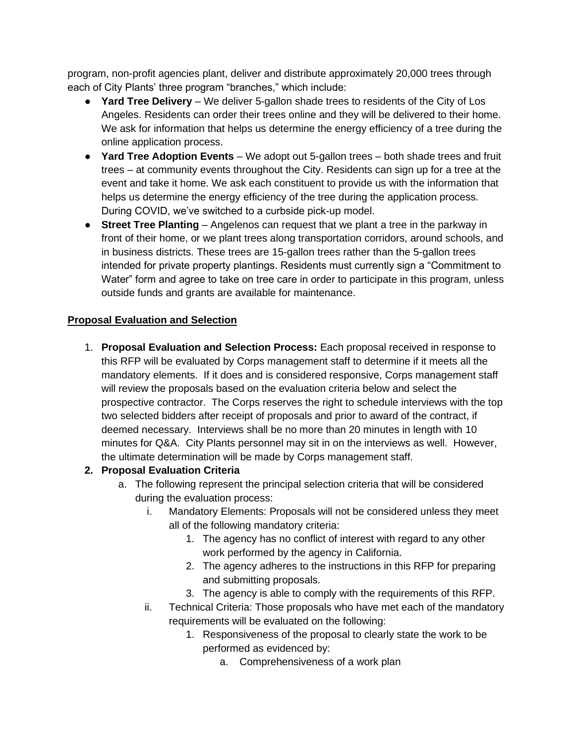program, non-profit agencies plant, deliver and distribute approximately 20,000 trees through each of City Plants' three program "branches," which include:

- **Yard Tree Delivery** – We deliver 5-gallon shade trees to residents of the City of Los Angeles. Residents can order their trees online and they will be delivered to their home. We ask for information that helps us determine the energy efficiency of a tree during the online application process.
- **Yard Tree Adoption Events** – We adopt out 5-gallon trees – both shade trees and fruit trees – at community events throughout the City. Residents can sign up for a tree at the event and take it home. We ask each constituent to provide us with the information that helps us determine the energy efficiency of the tree during the application process. During COVID, we've switched to a curbside pick-up model.
- **Street Tree Planting** – Angelenos can request that we plant a tree in the parkway in front of their home, or we plant trees along transportation corridors, around schools, and in business districts. These trees are 15-gallon trees rather than the 5-gallon trees intended for private property plantings. Residents must currently sign a "Commitment to Water" form and agree to take on tree care in order to participate in this program, unless outside funds and grants are available for maintenance.

**<u>Proposal Evaluation and Selection</u>**

1. **Proposal Evaluation and Selection Process:** Each proposal received in response to this RFP will be evaluated by Corps management staff to determine if it meets all the mandatory elements. If it does and is considered responsive, Corps management staff will review the proposals based on the evaluation criteria below and select the prospective contractor. The Corps reserves the right to schedule interviews with the top two selected bidders after receipt of proposals and prior to award of the contract, if deemed necessary. Interviews shall be no more than 20 minutes in length with 10 minutes for Q&A. City Plants personnel may sit in on the interviews as well. However, the ultimate determination will be made by Corps management staff.
2. **Proposal Evaluation Criteria**
   a. The following represent the principal selection criteria that will be considered during the evaluation process:
      i. Mandatory Elements: Proposals will not be considered unless they meet all of the following mandatory criteria:
         1. The agency has no conflict of interest with regard to any other work performed by the agency in California.
         2. The agency adheres to the instructions in this RFP for preparing and submitting proposals.
         3. The agency is able to comply with the requirements of this RFP.

      ii. Technical Criteria: Those proposals who have met each of the mandatory requirements will be evaluated on the following:
         1. Responsiveness of the proposal to clearly state the work to be performed as evidenced by:
            a. Comprehensiveness of a work plan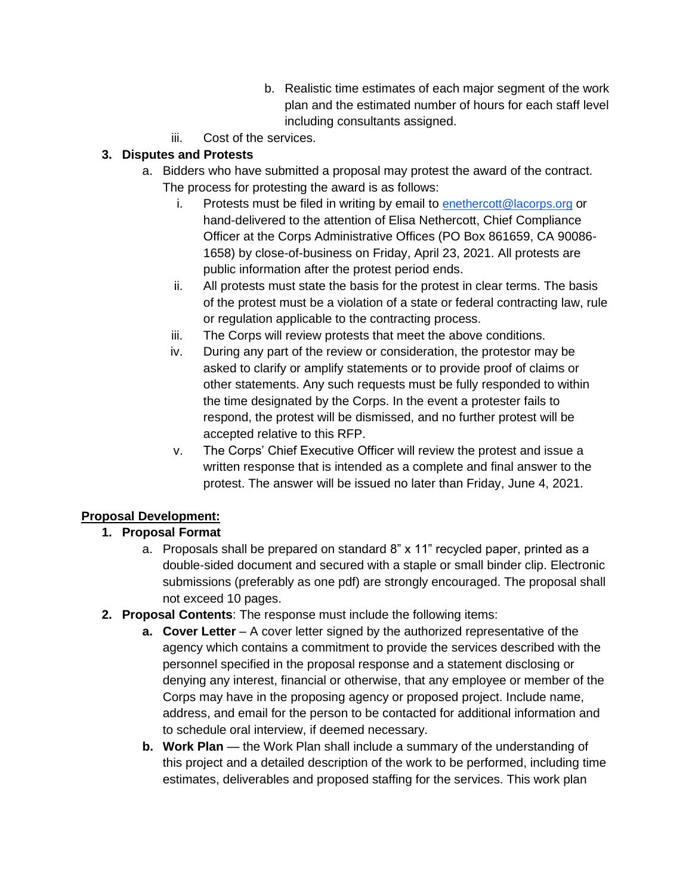b. Realistic time estimates of each major segment of the work plan and the estimated number of hours for each staff level including consultants assigned.

iii. Cost of the services.

**3. Disputes and Protests**

a. Bidders who have submitted a proposal may protest the award of the contract. The process for protesting the award is as follows:

i. Protests must be filed in writing by email to [enethercott@lacorps.org](mailto:enethercott@lacorps.org) or hand-delivered to the attention of Elisa Nethercott, Chief Compliance Officer at the Corps Administrative Offices (PO Box 861659, CA 90086-1658) by close-of-business on Friday, April 23, 2021. All protests are public information after the protest period ends.

ii. All protests must state the basis for the protest in clear terms. The basis of the protest must be a violation of a state or federal contracting law, rule or regulation applicable to the contracting process.

iii. The Corps will review protests that meet the above conditions.

iv. During any part of the review or consideration, the protestor may be asked to clarify or amplify statements or to provide proof of claims or other statements. Any such requests must be fully responded to within the time designated by the Corps. In the event a protester fails to respond, the protest will be dismissed, and no further protest will be accepted relative to this RFP.

v. The Corps' Chief Executive Officer will review the protest and issue a written response that is intended as a complete and final answer to the protest. The answer will be issued no later than Friday, June 4, 2021.

**<u>Proposal Development:</u>**

**1. Proposal Format**

a. Proposals shall be prepared on standard 8" x 11" recycled paper, printed as a double-sided document and secured with a staple or small binder clip. Electronic submissions (preferably as one pdf) are strongly encouraged. The proposal shall not exceed 10 pages.

**2. Proposal Contents**: The response must include the following items:

**a. Cover Letter** – A cover letter signed by the authorized representative of the agency which contains a commitment to provide the services described with the personnel specified in the proposal response and a statement disclosing or denying any interest, financial or otherwise, that any employee or member of the Corps may have in the proposing agency or proposed project. Include name, address, and email for the person to be contacted for additional information and to schedule oral interview, if deemed necessary.

**b. Work Plan** — the Work Plan shall include a summary of the understanding of this project and a detailed description of the work to be performed, including time estimates, deliverables and proposed staffing for the services. This work plan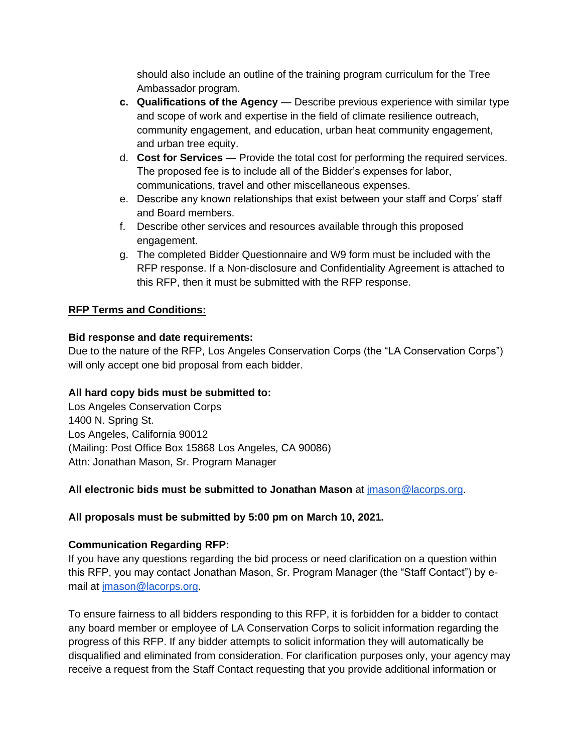should also include an outline of the training program curriculum for the Tree Ambassador program.

c. **Qualifications of the Agency** — Describe previous experience with similar type and scope of work and expertise in the field of climate resilience outreach, community engagement, and education, urban heat community engagement, and urban tree equity.
d. **Cost for Services** — Provide the total cost for performing the required services. The proposed fee is to include all of the Bidder's expenses for labor, communications, travel and other miscellaneous expenses.
e. Describe any known relationships that exist between your staff and Corps' staff and Board members.
f. Describe other services and resources available through this proposed engagement.
g. The completed Bidder Questionnaire and W9 form must be included with the RFP response. If a Non-disclosure and Confidentiality Agreement is attached to this RFP, then it must be submitted with the RFP response.

**RFP Terms and Conditions:**

**Bid response and date requirements:**
Due to the nature of the RFP, Los Angeles Conservation Corps (the "LA Conservation Corps") will only accept one bid proposal from each bidder.

**All hard copy bids must be submitted to:**
Los Angeles Conservation Corps
1400 N. Spring St.
Los Angeles, California 90012
(Mailing: Post Office Box 15868 Los Angeles, CA 90086)
Attn: Jonathan Mason, Sr. Program Manager

**All electronic bids must be submitted to Jonathan Mason** at jmason@lacorps.org.

**All proposals must be submitted by 5:00 pm on March 10, 2021.**

**Communication Regarding RFP:**
If you have any questions regarding the bid process or need clarification on a question within this RFP, you may contact Jonathan Mason, Sr. Program Manager (the "Staff Contact") by e-mail at jmason@lacorps.org.

To ensure fairness to all bidders responding to this RFP, it is forbidden for a bidder to contact any board member or employee of LA Conservation Corps to solicit information regarding the progress of this RFP. If any bidder attempts to solicit information they will automatically be disqualified and eliminated from consideration. For clarification purposes only, your agency may receive a request from the Staff Contact requesting that you provide additional information or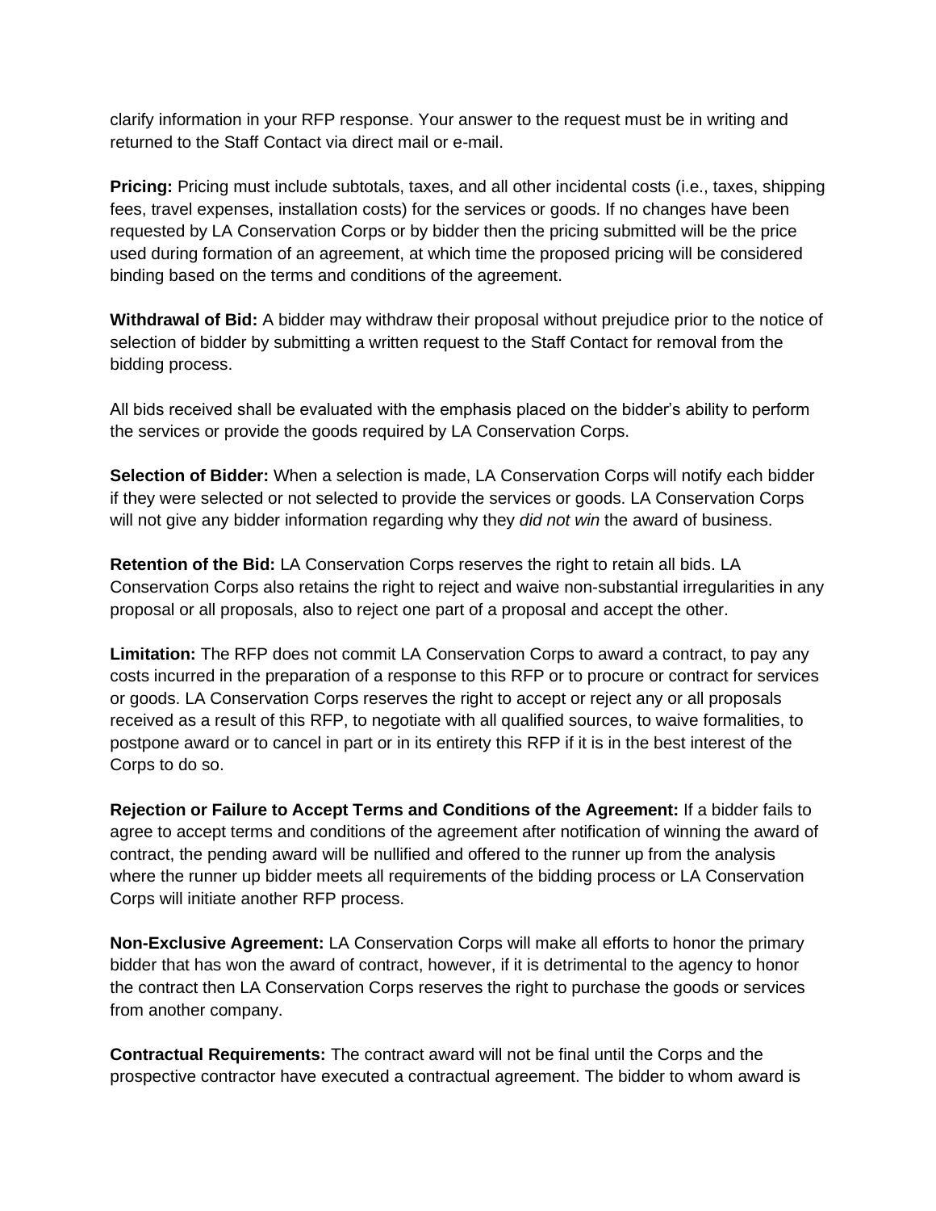clarify information in your RFP response. Your answer to the request must be in writing and returned to the Staff Contact via direct mail or e-mail.

**Pricing:** Pricing must include subtotals, taxes, and all other incidental costs (i.e., taxes, shipping fees, travel expenses, installation costs) for the services or goods. If no changes have been requested by LA Conservation Corps or by bidder then the pricing submitted will be the price used during formation of an agreement, at which time the proposed pricing will be considered binding based on the terms and conditions of the agreement.

**Withdrawal of Bid:** A bidder may withdraw their proposal without prejudice prior to the notice of selection of bidder by submitting a written request to the Staff Contact for removal from the bidding process.

All bids received shall be evaluated with the emphasis placed on the bidder's ability to perform the services or provide the goods required by LA Conservation Corps.

**Selection of Bidder:** When a selection is made, LA Conservation Corps will notify each bidder if they were selected or not selected to provide the services or goods. LA Conservation Corps will not give any bidder information regarding why they *did not win* the award of business.

**Retention of the Bid:** LA Conservation Corps reserves the right to retain all bids. LA Conservation Corps also retains the right to reject and waive non-substantial irregularities in any proposal or all proposals, also to reject one part of a proposal and accept the other.

**Limitation:** The RFP does not commit LA Conservation Corps to award a contract, to pay any costs incurred in the preparation of a response to this RFP or to procure or contract for services or goods. LA Conservation Corps reserves the right to accept or reject any or all proposals received as a result of this RFP, to negotiate with all qualified sources, to waive formalities, to postpone award or to cancel in part or in its entirety this RFP if it is in the best interest of the Corps to do so.

**Rejection or Failure to Accept Terms and Conditions of the Agreement:** If a bidder fails to agree to accept terms and conditions of the agreement after notification of winning the award of contract, the pending award will be nullified and offered to the runner up from the analysis where the runner up bidder meets all requirements of the bidding process or LA Conservation Corps will initiate another RFP process.

**Non-Exclusive Agreement:** LA Conservation Corps will make all efforts to honor the primary bidder that has won the award of contract, however, if it is detrimental to the agency to honor the contract then LA Conservation Corps reserves the right to purchase the goods or services from another company.

**Contractual Requirements:** The contract award will not be final until the Corps and the prospective contractor have executed a contractual agreement. The bidder to whom award is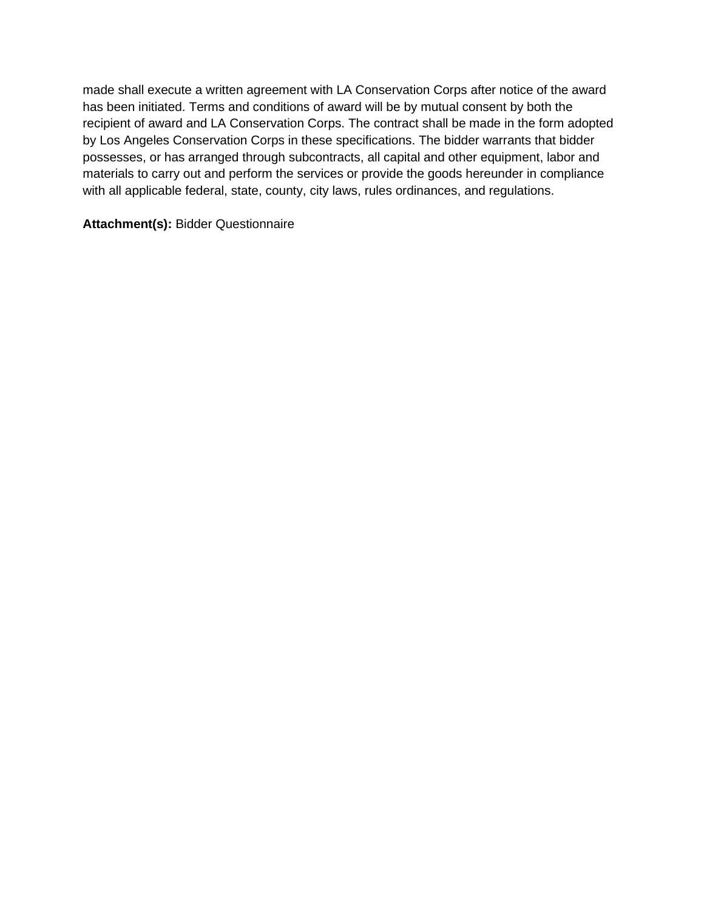made shall execute a written agreement with LA Conservation Corps after notice of the award has been initiated. Terms and conditions of award will be by mutual consent by both the recipient of award and LA Conservation Corps. The contract shall be made in the form adopted by Los Angeles Conservation Corps in these specifications. The bidder warrants that bidder possesses, or has arranged through subcontracts, all capital and other equipment, labor and materials to carry out and perform the services or provide the goods hereunder in compliance with all applicable federal, state, county, city laws, rules ordinances, and regulations.

**Attachment(s):** Bidder Questionnaire